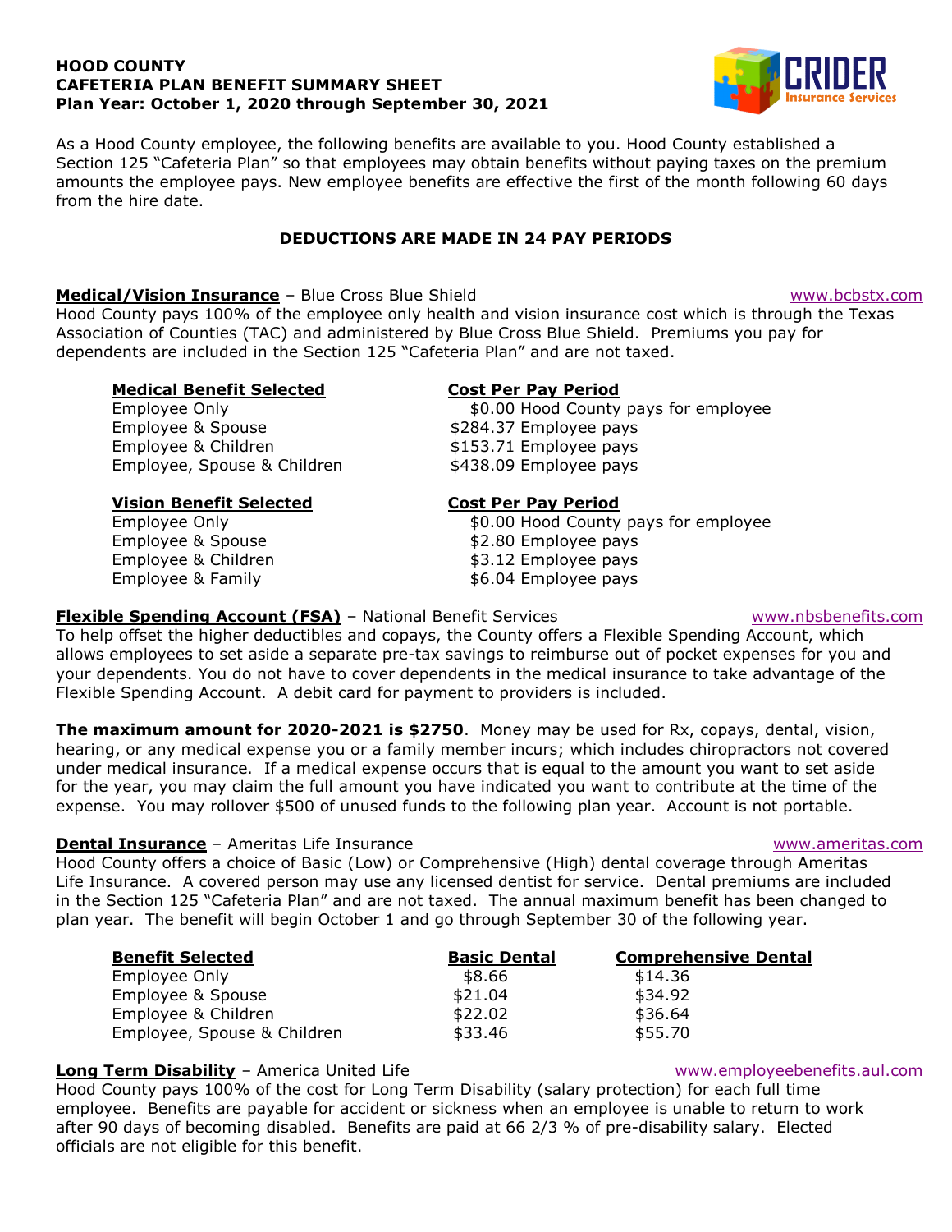**HOOD COUNTY**
**CAFETERIA PLAN BENEFIT SUMMARY SHEET**
**Plan Year: October 1, 2020 through September 30, 2021**

As a Hood County employee, the following benefits are available to you. Hood County established a Section 125 "Cafeteria Plan" so that employees may obtain benefits without paying taxes on the premium amounts the employee pays. New employee benefits are effective the first of the month following 60 days from the hire date.

**DEDUCTIONS ARE MADE IN 24 PAY PERIODS**

**Medical/Vision Insurance** – Blue Cross Blue Shield www.bcbstx.com

Hood County pays 100% of the employee only health and vision insurance cost which is through the Texas Association of Counties (TAC) and administered by Blue Cross Blue Shield. Premiums you pay for dependents are included in the Section 125 "Cafeteria Plan" and are not taxed.

| Medical Benefit Selected | Cost Per Pay Period |
|---|---|
| Employee Only | $0.00 Hood County pays for employee |
| Employee & Spouse | $284.37 Employee pays |
| Employee & Children | $153.71 Employee pays |
| Employee, Spouse & Children | $438.09 Employee pays |

| Vision Benefit Selected | Cost Per Pay Period |
|---|---|
| Employee Only | $0.00 Hood County pays for employee |
| Employee & Spouse | $2.80 Employee pays |
| Employee & Children | $3.12 Employee pays |
| Employee & Family | $6.04 Employee pays |

**Flexible Spending Account (FSA)** – National Benefit Services www.nbsbenefits.com

To help offset the higher deductibles and copays, the County offers a Flexible Spending Account, which allows employees to set aside a separate pre-tax savings to reimburse out of pocket expenses for you and your dependents. You do not have to cover dependents in the medical insurance to take advantage of the Flexible Spending Account. A debit card for payment to providers is included.

**The maximum amount for 2020-2021 is $2750**. Money may be used for Rx, copays, dental, vision, hearing, or any medical expense you or a family member incurs; which includes chiropractors not covered under medical insurance. If a medical expense occurs that is equal to the amount you want to set aside for the year, you may claim the full amount you have indicated you want to contribute at the time of the expense. You may rollover $500 of unused funds to the following plan year. Account is not portable.

**Dental Insurance** – Ameritas Life Insurance www.ameritas.com

Hood County offers a choice of Basic (Low) or Comprehensive (High) dental coverage through Ameritas Life Insurance. A covered person may use any licensed dentist for service. Dental premiums are included in the Section 125 "Cafeteria Plan" and are not taxed. The annual maximum benefit has been changed to plan year. The benefit will begin October 1 and go through September 30 of the following year.

| Benefit Selected | Basic Dental | Comprehensive Dental |
|---|---|---|
| Employee Only | $8.66 | $14.36 |
| Employee & Spouse | $21.04 | $34.92 |
| Employee & Children | $22.02 | $36.64 |
| Employee, Spouse & Children | $33.46 | $55.70 |

**Long Term Disability** – America United Life www.employeebenefits.aul.com

Hood County pays 100% of the cost for Long Term Disability (salary protection) for each full time employee. Benefits are payable for accident or sickness when an employee is unable to return to work after 90 days of becoming disabled. Benefits are paid at 66 2/3 % of pre-disability salary. Elected officials are not eligible for this benefit.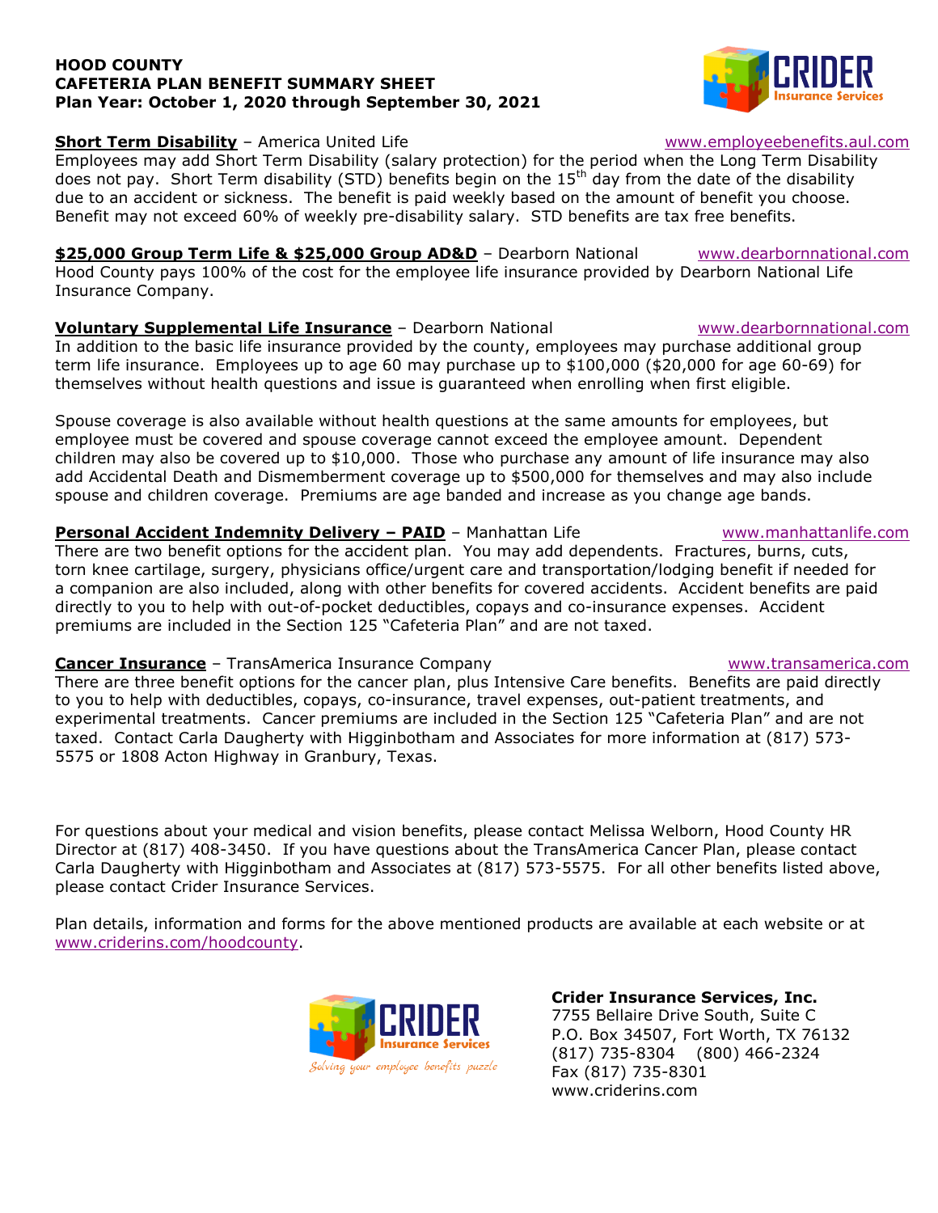**HOOD COUNTY**
**CAFETERIA PLAN BENEFIT SUMMARY SHEET**
**Plan Year: October 1, 2020 through September 30, 2021**

**Short Term Disability** – America United Life www.employeebenefits.aul.com

Employees may add Short Term Disability (salary protection) for the period when the Long Term Disability does not pay. Short Term disability (STD) benefits begin on the 15th day from the date of the disability due to an accident or sickness. The benefit is paid weekly based on the amount of benefit you choose. Benefit may not exceed 60% of weekly pre-disability salary. STD benefits are tax free benefits.

**$25,000 Group Term Life & $25,000 Group AD&D** – Dearborn National www.dearbornnational.com

Hood County pays 100% of the cost for the employee life insurance provided by Dearborn National Life Insurance Company.

**Voluntary Supplemental Life Insurance** – Dearborn National www.dearbornnational.com

In addition to the basic life insurance provided by the county, employees may purchase additional group term life insurance. Employees up to age 60 may purchase up to $100,000 ($20,000 for age 60-69) for themselves without health questions and issue is guaranteed when enrolling when first eligible.

Spouse coverage is also available without health questions at the same amounts for employees, but employee must be covered and spouse coverage cannot exceed the employee amount. Dependent children may also be covered up to $10,000. Those who purchase any amount of life insurance may also add Accidental Death and Dismemberment coverage up to $500,000 for themselves and may also include spouse and children coverage. Premiums are age banded and increase as you change age bands.

**Personal Accident Indemnity Delivery – PAID** – Manhattan Life www.manhattanlife.com

There are two benefit options for the accident plan. You may add dependents. Fractures, burns, cuts, torn knee cartilage, surgery, physicians office/urgent care and transportation/lodging benefit if needed for a companion are also included, along with other benefits for covered accidents. Accident benefits are paid directly to you to help with out-of-pocket deductibles, copays and co-insurance expenses. Accident premiums are included in the Section 125 "Cafeteria Plan" and are not taxed.

**Cancer Insurance** – TransAmerica Insurance Company www.transamerica.com

There are three benefit options for the cancer plan, plus Intensive Care benefits. Benefits are paid directly to you to help with deductibles, copays, co-insurance, travel expenses, out-patient treatments, and experimental treatments. Cancer premiums are included in the Section 125 "Cafeteria Plan" and are not taxed. Contact Carla Daugherty with Higginbotham and Associates for more information at (817) 573-5575 or 1808 Acton Highway in Granbury, Texas.

For questions about your medical and vision benefits, please contact Melissa Welborn, Hood County HR Director at (817) 408-3450. If you have questions about the TransAmerica Cancer Plan, please contact Carla Daugherty with Higginbotham and Associates at (817) 573-5575. For all other benefits listed above, please contact Crider Insurance Services.

Plan details, information and forms for the above mentioned products are available at each website or at www.criderins.com/hoodcounty.

*Solving your employee benefits puzzle*

**Crider Insurance Services, Inc.**
7755 Bellaire Drive South, Suite C
P.O. Box 34507, Fort Worth, TX 76132
(817) 735-8304 (800) 466-2324
Fax (817) 735-8301
www.criderins.com